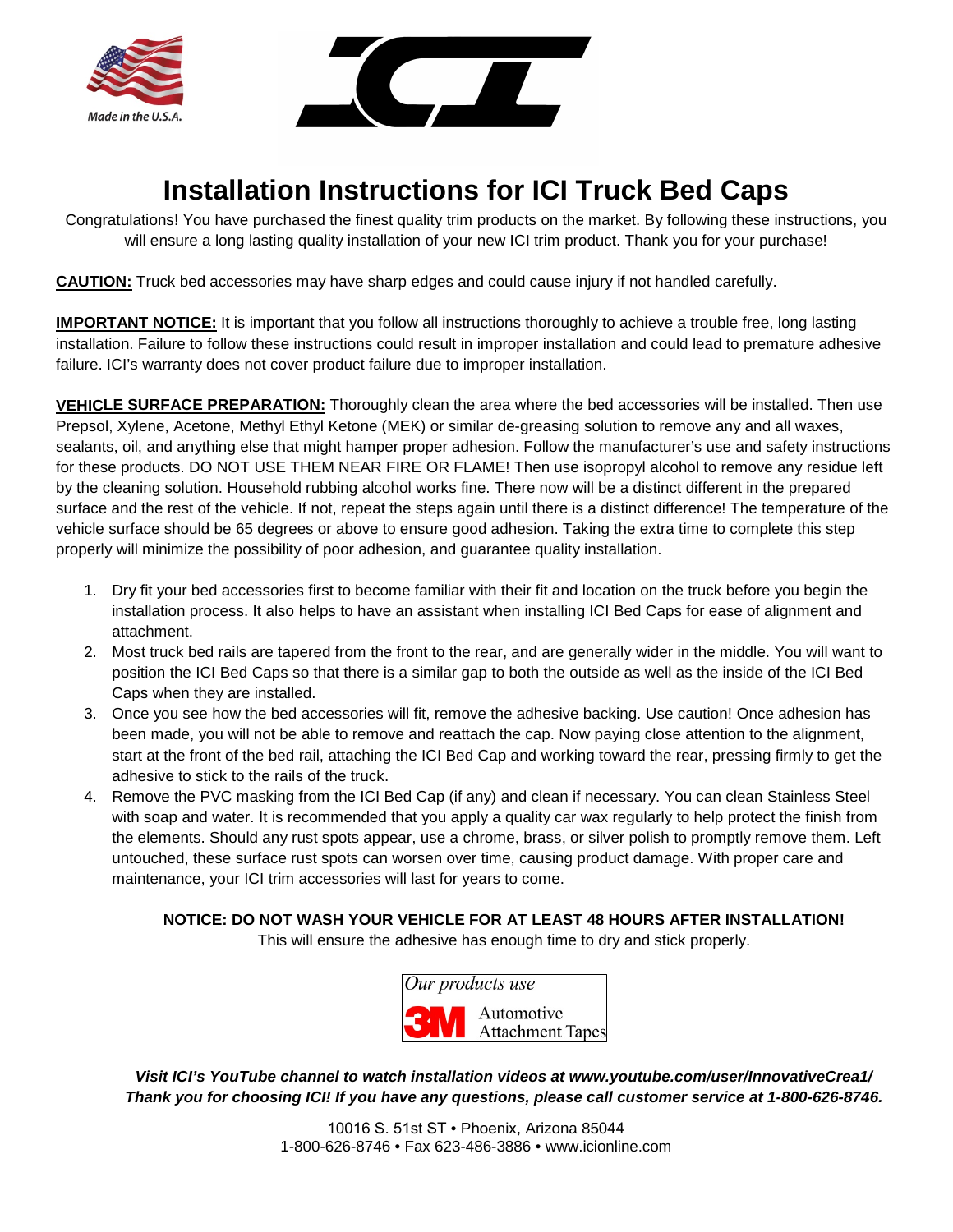Made in the U.S.A.

# Installation Instructions for ICI Truck Bed Caps

Congratulations! You have purchased the finest quality trim products on the market. By following these instructions, you will ensure a long lasting quality installation of your new ICI trim product. Thank you for your purchase!

**CAUTION:** Truck bed accessories may have sharp edges and could cause injury if not handled carefully.

**IMPORTANT NOTICE:** It is important that you follow all instructions thoroughly to achieve a trouble free, long lasting installation. Failure to follow these instructions could result in improper installation and could lead to premature adhesive failure. ICI's warranty does not cover product failure due to improper installation.

**VEHICLE SURFACE PREPARATION:** Thoroughly clean the area where the bed accessories will be installed. Then use Prepsol, Xylene, Acetone, Methyl Ethyl Ketone (MEK) or similar de-greasing solution to remove any and all waxes, sealants, oil, and anything else that might hamper proper adhesion. Follow the manufacturer's use and safety instructions for these products. DO NOT USE THEM NEAR FIRE OR FLAME! Then use isopropyl alcohol to remove any residue left by the cleaning solution. Household rubbing alcohol works fine. There now will be a distinct different in the prepared surface and the rest of the vehicle. If not, repeat the steps again until there is a distinct difference! The temperature of the vehicle surface should be 65 degrees or above to ensure good adhesion. Taking the extra time to complete this step properly will minimize the possibility of poor adhesion, and guarantee quality installation.

1. Dry fit your bed accessories first to become familiar with their fit and location on the truck before you begin the installation process. It also helps to have an assistant when installing ICI Bed Caps for ease of alignment and attachment.
2. Most truck bed rails are tapered from the front to the rear, and are generally wider in the middle. You will want to position the ICI Bed Caps so that there is a similar gap to both the outside as well as the inside of the ICI Bed Caps when they are installed.
3. Once you see how the bed accessories will fit, remove the adhesive backing. Use caution! Once adhesion has been made, you will not be able to remove and reattach the cap. Now paying close attention to the alignment, start at the front of the bed rail, attaching the ICI Bed Cap and working toward the rear, pressing firmly to get the adhesive to stick to the rails of the truck.
4. Remove the PVC masking from the ICI Bed Cap (if any) and clean if necessary. You can clean Stainless Steel with soap and water. It is recommended that you apply a quality car wax regularly to help protect the finish from the elements. Should any rust spots appear, use a chrome, brass, or silver polish to promptly remove them. Left untouched, these surface rust spots can worsen over time, causing product damage. With proper care and maintenance, your ICI trim accessories will last for years to come.

**NOTICE: DO NOT WASH YOUR VEHICLE FOR AT LEAST 48 HOURS AFTER INSTALLATION!**
This will ensure the adhesive has enough time to dry and stick properly.

*Our products use*
3M Automotive Attachment Tapes

***Visit ICI's YouTube channel to watch installation videos at www.youtube.com/user/InnovativeCrea1/***
***Thank you for choosing ICI! If you have any questions, please call customer service at 1-800-626-8746.***

10016 S. 51st ST • Phoenix, Arizona 85044
1-800-626-8746 • Fax 623-486-3886 • www.icionline.com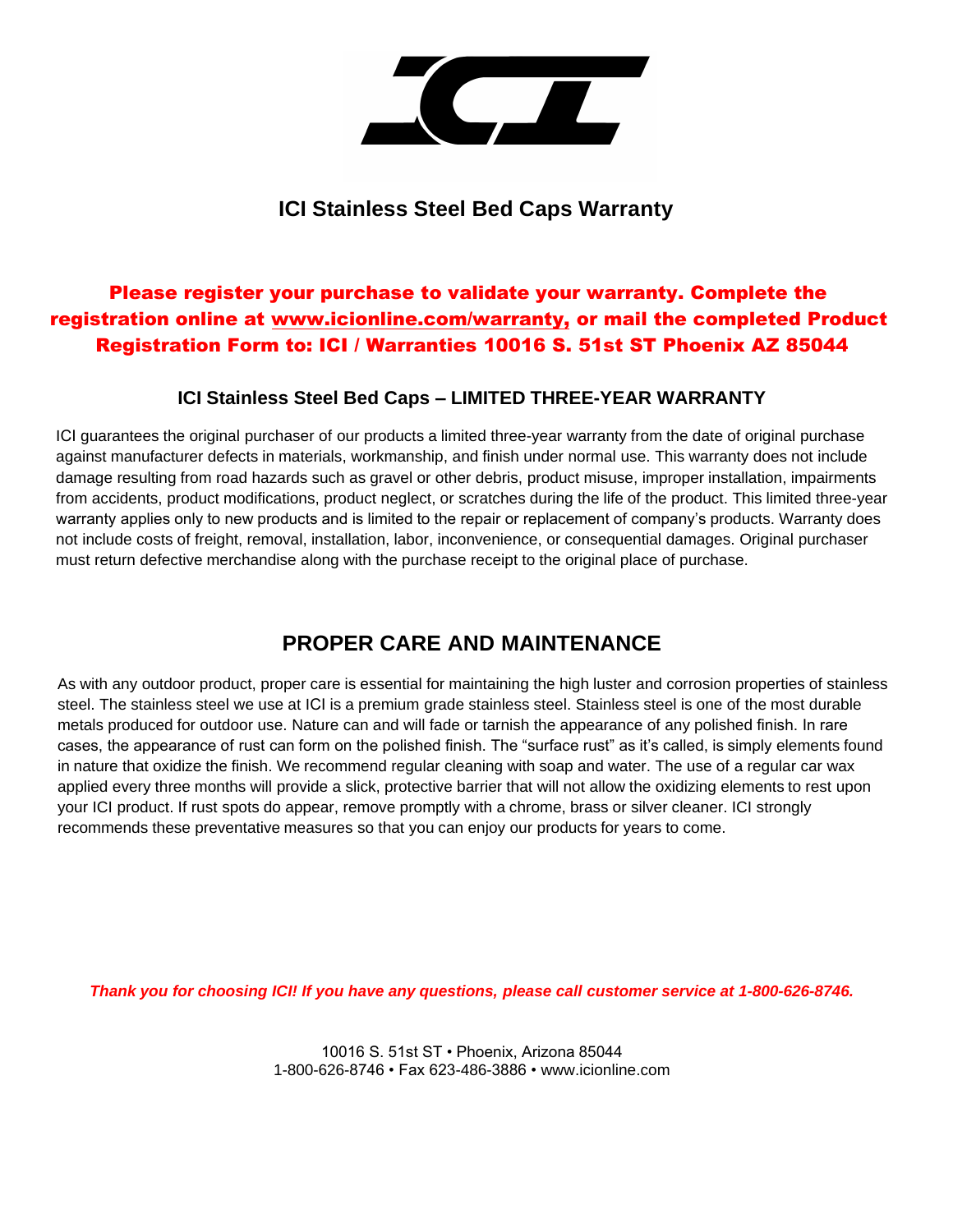# ICI Stainless Steel Bed Caps Warranty

**Please register your purchase to validate your warranty. Complete the registration online at www.icionline.com/warranty, or mail the completed Product Registration Form to: ICI / Warranties 10016 S. 51st ST Phoenix AZ 85044**

### ICI Stainless Steel Bed Caps – LIMITED THREE-YEAR WARRANTY

ICI guarantees the original purchaser of our products a limited three-year warranty from the date of original purchase against manufacturer defects in materials, workmanship, and finish under normal use. This warranty does not include damage resulting from road hazards such as gravel or other debris, product misuse, improper installation, impairments from accidents, product modifications, product neglect, or scratches during the life of the product. This limited three-year warranty applies only to new products and is limited to the repair or replacement of company's products. Warranty does not include costs of freight, removal, installation, labor, inconvenience, or consequential damages. Original purchaser must return defective merchandise along with the purchase receipt to the original place of purchase.

## PROPER CARE AND MAINTENANCE

As with any outdoor product, proper care is essential for maintaining the high luster and corrosion properties of stainless steel. The stainless steel we use at ICI is a premium grade stainless steel. Stainless steel is one of the most durable metals produced for outdoor use. Nature can and will fade or tarnish the appearance of any polished finish. In rare cases, the appearance of rust can form on the polished finish. The "surface rust" as it's called, is simply elements found in nature that oxidize the finish. We recommend regular cleaning with soap and water. The use of a regular car wax applied every three months will provide a slick, protective barrier that will not allow the oxidizing elements to rest upon your ICI product. If rust spots do appear, remove promptly with a chrome, brass or silver cleaner. ICI strongly recommends these preventative measures so that you can enjoy our products for years to come.

***Thank you for choosing ICI! If you have any questions, please call customer service at 1-800-626-8746.***

10016 S. 51st ST • Phoenix, Arizona 85044
1-800-626-8746 • Fax 623-486-3886 • www.icionline.com